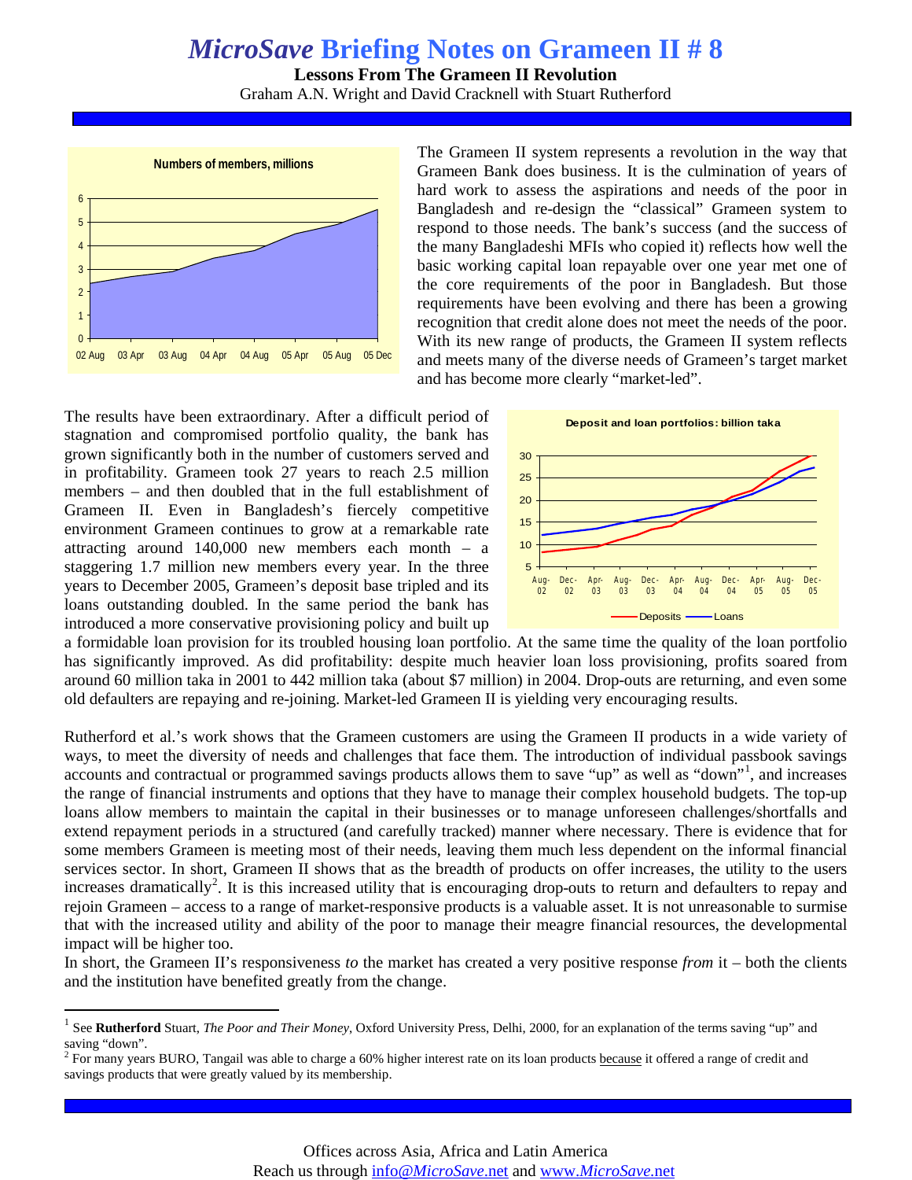# *MicroSave* Briefing Notes on Grameen II # 8

**Lessons From The Grameen II Revolution**

Graham A.N. Wright and David Cracknell with Stuart Rutherford

The Grameen II system represents a revolution in the way that Grameen Bank does business. It is the culmination of years of hard work to assess the aspirations and needs of the poor in Bangladesh and re-design the "classical" Grameen system to respond to those needs. The bank's success (and the success of the many Bangladeshi MFIs who copied it) reflects how well the basic working capital loan repayable over one year met one of the core requirements of the poor in Bangladesh. But those requirements have been evolving and there has been a growing recognition that credit alone does not meet the needs of the poor. With its new range of products, the Grameen II system reflects and meets many of the diverse needs of Grameen's target market and has become more clearly "market-led".

The results have been extraordinary. After a difficult period of stagnation and compromised portfolio quality, the bank has grown significantly both in the number of customers served and in profitability. Grameen took 27 years to reach 2.5 million members – and then doubled that in the full establishment of Grameen II. Even in Bangladesh's fiercely competitive environment Grameen continues to grow at a remarkable rate attracting around 140,000 new members each month – a staggering 1.7 million new members every year. In the three years to December 2005, Grameen's deposit base tripled and its loans outstanding doubled. In the same period the bank has introduced a more conservative provisioning policy and built up a formidable loan provision for its troubled housing loan portfolio. At the same time the quality of the loan portfolio has significantly improved. As did profitability: despite much heavier loan loss provisioning, profits soared from around 60 million taka in 2001 to 442 million taka (about $7 million) in 2004. Drop-outs are returning, and even some old defaulters are repaying and re-joining. Market-led Grameen II is yielding very encouraging results.

Rutherford et al.'s work shows that the Grameen customers are using the Grameen II products in a wide variety of ways, to meet the diversity of needs and challenges that face them. The introduction of individual passbook savings accounts and contractual or programmed savings products allows them to save "up" as well as "down"[1], and increases the range of financial instruments and options that they have to manage their complex household budgets. The top-up loans allow members to maintain the capital in their businesses or to manage unforeseen challenges/shortfalls and extend repayment periods in a structured (and carefully tracked) manner where necessary. There is evidence that for some members Grameen is meeting most of their needs, leaving them much less dependent on the informal financial services sector. In short, Grameen II shows that as the breadth of products on offer increases, the utility to the users increases dramatically[2]. It is this increased utility that is encouraging drop-outs to return and defaulters to repay and rejoin Grameen – access to a range of market-responsive products is a valuable asset. It is not unreasonable to surmise that with the increased utility and ability of the poor to manage their meagre financial resources, the developmental impact will be higher too.

In short, the Grameen II's responsiveness *to* the market has created a very positive response *from* it – both the clients and the institution have benefited greatly from the change.

---

[1] See **Rutherford** Stuart, *The Poor and Their Money*, Oxford University Press, Delhi, 2000, for an explanation of the terms saving "up" and saving "down".

[2] For many years BURO, Tangail was able to charge a 60% higher interest rate on its loan products because it offered a range of credit and savings products that were greatly valued by its membership.

Offices across Asia, Africa and Latin America
Reach us through info@*MicroSave*.net and www.*MicroSave*.net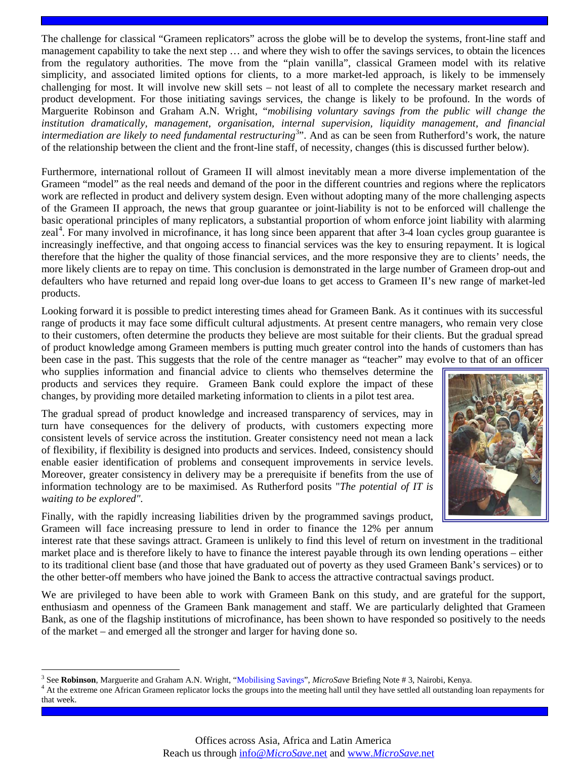The challenge for classical "Grameen replicators" across the globe will be to develop the systems, front-line staff and management capability to take the next step … and where they wish to offer the savings services, to obtain the licences from the regulatory authorities. The move from the "plain vanilla", classical Grameen model with its relative simplicity, and associated limited options for clients, to a more market-led approach, is likely to be immensely challenging for most. It will involve new skill sets – not least of all to complete the necessary market research and product development. For those initiating savings services, the change is likely to be profound. In the words of Marguerite Robinson and Graham A.N. Wright, "*mobilising voluntary savings from the public will change the institution dramatically, management, organisation, internal supervision, liquidity management, and financial intermediation are likely to need fundamental restructuring*[3]". And as can be seen from Rutherford's work, the nature of the relationship between the client and the front-line staff, of necessity, changes (this is discussed further below).

Furthermore, international rollout of Grameen II will almost inevitably mean a more diverse implementation of the Grameen "model" as the real needs and demand of the poor in the different countries and regions where the replicators work are reflected in product and delivery system design. Even without adopting many of the more challenging aspects of the Grameen II approach, the news that group guarantee or joint-liability is not to be enforced will challenge the basic operational principles of many replicators, a substantial proportion of whom enforce joint liability with alarming zeal[4]. For many involved in microfinance, it has long since been apparent that after 3-4 loan cycles group guarantee is increasingly ineffective, and that ongoing access to financial services was the key to ensuring repayment. It is logical therefore that the higher the quality of those financial services, and the more responsive they are to clients' needs, the more likely clients are to repay on time. This conclusion is demonstrated in the large number of Grameen drop-out and defaulters who have returned and repaid long over-due loans to get access to Grameen II's new range of market-led products.

Looking forward it is possible to predict interesting times ahead for Grameen Bank. As it continues with its successful range of products it may face some difficult cultural adjustments. At present centre managers, who remain very close to their customers, often determine the products they believe are most suitable for their clients. But the gradual spread of product knowledge among Grameen members is putting much greater control into the hands of customers than has been case in the past. This suggests that the role of the centre manager as "teacher" may evolve to that of an officer who supplies information and financial advice to clients who themselves determine the products and services they require. Grameen Bank could explore the impact of these changes, by providing more detailed marketing information to clients in a pilot test area.

The gradual spread of product knowledge and increased transparency of services, may in turn have consequences for the delivery of products, with customers expecting more consistent levels of service across the institution. Greater consistency need not mean a lack of flexibility, if flexibility is designed into products and services. Indeed, consistency should enable easier identification of problems and consequent improvements in service levels. Moreover, greater consistency in delivery may be a prerequisite if benefits from the use of information technology are to be maximised. As Rutherford posits "*The potential of IT is waiting to be explored"*.

Finally, with the rapidly increasing liabilities driven by the programmed savings product, Grameen will face increasing pressure to lend in order to finance the 12% per annum interest rate that these savings attract. Grameen is unlikely to find this level of return on investment in the traditional market place and is therefore likely to have to finance the interest payable through its own lending operations – either to its traditional client base (and those that have graduated out of poverty as they used Grameen Bank's services) or to the other better-off members who have joined the Bank to access the attractive contractual savings product.

We are privileged to have been able to work with Grameen Bank on this study, and are grateful for the support, enthusiasm and openness of the Grameen Bank management and staff. We are particularly delighted that Grameen Bank, as one of the flagship institutions of microfinance, has been shown to have responded so positively to the needs of the market – and emerged all the stronger and larger for having done so.

---

[3] See **Robinson**, Marguerite and Graham A.N. Wright, "Mobilising Savings", *MicroSave* Briefing Note # 3, Nairobi, Kenya.

[4] At the extreme one African Grameen replicator locks the groups into the meeting hall until they have settled all outstanding loan repayments for that week.

Offices across Asia, Africa and Latin America
Reach us through info@*MicroSave*.net and www.*MicroSave*.net